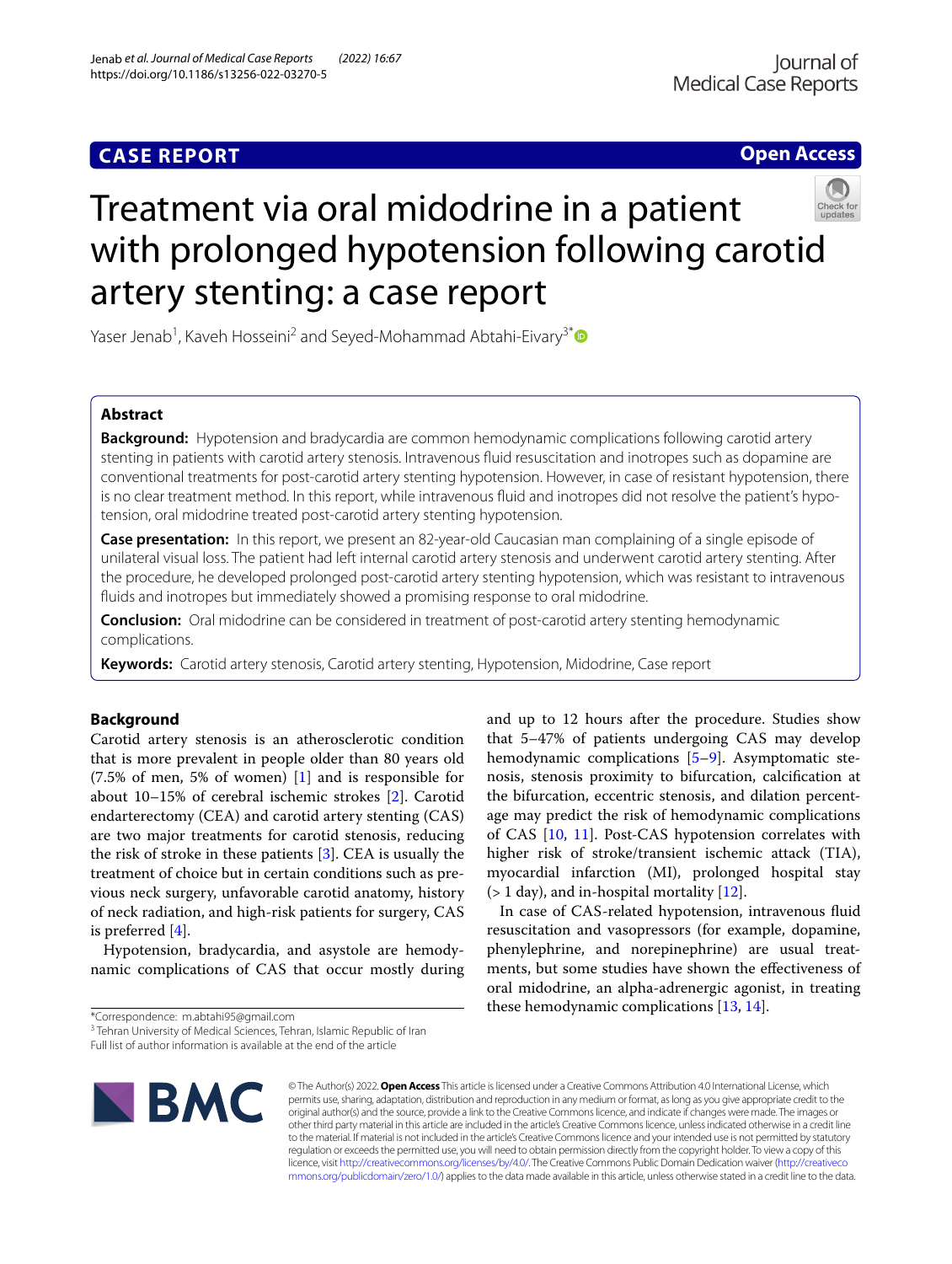CASE REPORT

Open Access

# Treatment via oral midodrine in a patient with prolonged hypotension following carotid artery stenting: a case report

Yaser Jenab[1], Kaveh Hosseini[2] and Seyed-Mohammad Abtahi-Eivary[3*]

## Abstract

**Background:** Hypotension and bradycardia are common hemodynamic complications following carotid artery stenting in patients with carotid artery stenosis. Intravenous fluid resuscitation and inotropes such as dopamine are conventional treatments for post-carotid artery stenting hypotension. However, in case of resistant hypotension, there is no clear treatment method. In this report, while intravenous fluid and inotropes did not resolve the patient's hypotension, oral midodrine treated post-carotid artery stenting hypotension.

**Case presentation:** In this report, we present an 82-year-old Caucasian man complaining of a single episode of unilateral visual loss. The patient had left internal carotid artery stenosis and underwent carotid artery stenting. After the procedure, he developed prolonged post-carotid artery stenting hypotension, which was resistant to intravenous fluids and inotropes but immediately showed a promising response to oral midodrine.

**Conclusion:** Oral midodrine can be considered in treatment of post-carotid artery stenting hemodynamic complications.

**Keywords:** Carotid artery stenosis, Carotid artery stenting, Hypotension, Midodrine, Case report

## Background

Carotid artery stenosis is an atherosclerotic condition that is more prevalent in people older than 80 years old (7.5% of men, 5% of women) [1] and is responsible for about 10–15% of cerebral ischemic strokes [2]. Carotid endarterectomy (CEA) and carotid artery stenting (CAS) are two major treatments for carotid stenosis, reducing the risk of stroke in these patients [3]. CEA is usually the treatment of choice but in certain conditions such as previous neck surgery, unfavorable carotid anatomy, history of neck radiation, and high-risk patients for surgery, CAS is preferred [4].

Hypotension, bradycardia, and asystole are hemodynamic complications of CAS that occur mostly during and up to 12 hours after the procedure. Studies show that 5–47% of patients undergoing CAS may develop hemodynamic complications [5–9]. Asymptomatic stenosis, stenosis proximity to bifurcation, calcification at the bifurcation, eccentric stenosis, and dilation percentage may predict the risk of hemodynamic complications of CAS [10, 11]. Post-CAS hypotension correlates with higher risk of stroke/transient ischemic attack (TIA), myocardial infarction (MI), prolonged hospital stay (> 1 day), and in-hospital mortality [12].

In case of CAS-related hypotension, intravenous fluid resuscitation and vasopressors (for example, dopamine, phenylephrine, and norepinephrine) are usual treatments, but some studies have shown the effectiveness of oral midodrine, an alpha-adrenergic agonist, in treating these hemodynamic complications [13, 14].

*Correspondence: m.abtahi95@gmail.com

[3] Tehran University of Medical Sciences, Tehran, Islamic Republic of Iran

Full list of author information is available at the end of the article

© The Author(s) 2022. **Open Access** This article is licensed under a Creative Commons Attribution 4.0 International License, which permits use, sharing, adaptation, distribution and reproduction in any medium or format, as long as you give appropriate credit to the original author(s) and the source, provide a link to the Creative Commons licence, and indicate if changes were made. The images or other third party material in this article are included in the article's Creative Commons licence, unless indicated otherwise in a credit line to the material. If material is not included in the article's Creative Commons licence and your intended use is not permitted by statutory regulation or exceeds the permitted use, you will need to obtain permission directly from the copyright holder. To view a copy of this licence, visit http://creativecommons.org/licenses/by/4.0/. The Creative Commons Public Domain Dedication waiver (http://creativecommons.org/publicdomain/zero/1.0/) applies to the data made available in this article, unless otherwise stated in a credit line to the data.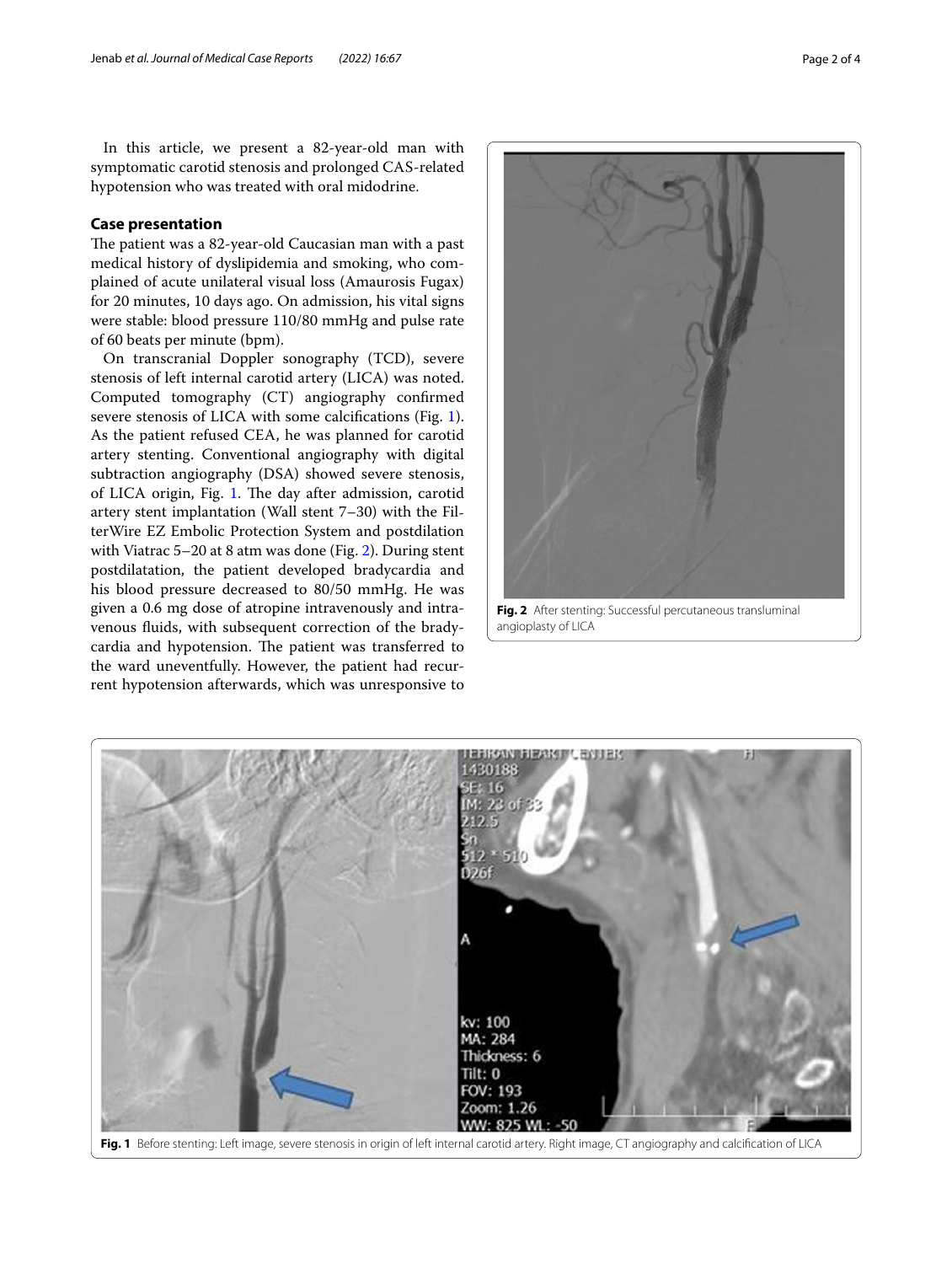In this article, we present a 82-year-old man with symptomatic carotid stenosis and prolonged CAS-related hypotension who was treated with oral midodrine.

## Case presentation

The patient was a 82-year-old Caucasian man with a past medical history of dyslipidemia and smoking, who complained of acute unilateral visual loss (Amaurosis Fugax) for 20 minutes, 10 days ago. On admission, his vital signs were stable: blood pressure 110/80 mmHg and pulse rate of 60 beats per minute (bpm).

On transcranial Doppler sonography (TCD), severe stenosis of left internal carotid artery (LICA) was noted. Computed tomography (CT) angiography confirmed severe stenosis of LICA with some calcifications (Fig. 1). As the patient refused CEA, he was planned for carotid artery stenting. Conventional angiography with digital subtraction angiography (DSA) showed severe stenosis, of LICA origin, Fig. 1. The day after admission, carotid artery stent implantation (Wall stent 7–30) with the FilterWire EZ Embolic Protection System and postdilation with Viatrac 5–20 at 8 atm was done (Fig. 2). During stent postdilatation, the patient developed bradycardia and his blood pressure decreased to 80/50 mmHg. He was given a 0.6 mg dose of atropine intravenously and intravenous fluids, with subsequent correction of the bradycardia and hypotension. The patient was transferred to the ward uneventfully. However, the patient had recurrent hypotension afterwards, which was unresponsive to

**Fig. 2** After stenting: Successful percutaneous transluminal angioplasty of LICA

**Fig. 1** Before stenting: Left image, severe stenosis in origin of left internal carotid artery. Right image, CT angiography and calcification of LICA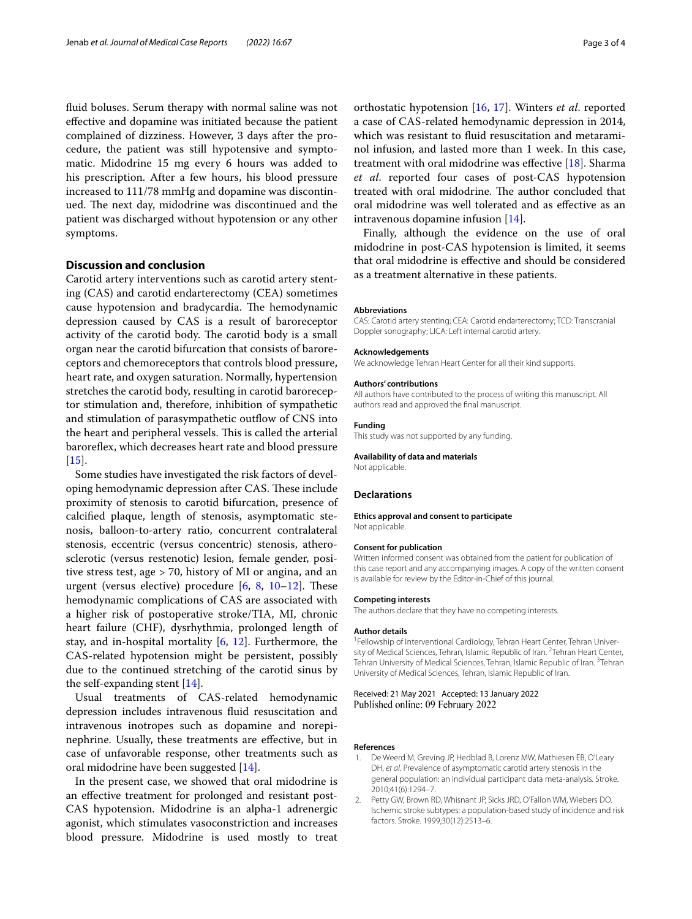fluid boluses. Serum therapy with normal saline was not effective and dopamine was initiated because the patient complained of dizziness. However, 3 days after the procedure, the patient was still hypotensive and symptomatic. Midodrine 15 mg every 6 hours was added to his prescription. After a few hours, his blood pressure increased to 111/78 mmHg and dopamine was discontinued. The next day, midodrine was discontinued and the patient was discharged without hypotension or any other symptoms.

## Discussion and conclusion

Carotid artery interventions such as carotid artery stenting (CAS) and carotid endarterectomy (CEA) sometimes cause hypotension and bradycardia. The hemodynamic depression caused by CAS is a result of baroreceptor activity of the carotid body. The carotid body is a small organ near the carotid bifurcation that consists of baroreceptors and chemoreceptors that controls blood pressure, heart rate, and oxygen saturation. Normally, hypertension stretches the carotid body, resulting in carotid baroreceptor stimulation and, therefore, inhibition of sympathetic and stimulation of parasympathetic outflow of CNS into the heart and peripheral vessels. This is called the arterial baroreflex, which decreases heart rate and blood pressure [15].

Some studies have investigated the risk factors of developing hemodynamic depression after CAS. These include proximity of stenosis to carotid bifurcation, presence of calcified plaque, length of stenosis, asymptomatic stenosis, balloon-to-artery ratio, concurrent contralateral stenosis, eccentric (versus concentric) stenosis, atherosclerotic (versus restenotic) lesion, female gender, positive stress test, age > 70, history of MI or angina, and an urgent (versus elective) procedure [6, 8, 10–12]. These hemodynamic complications of CAS are associated with a higher risk of postoperative stroke/TIA, MI, chronic heart failure (CHF), dysrhythmia, prolonged length of stay, and in-hospital mortality [6, 12]. Furthermore, the CAS-related hypotension might be persistent, possibly due to the continued stretching of the carotid sinus by the self-expanding stent [14].

Usual treatments of CAS-related hemodynamic depression includes intravenous fluid resuscitation and intravenous inotropes such as dopamine and norepinephrine. Usually, these treatments are effective, but in case of unfavorable response, other treatments such as oral midodrine have been suggested [14].

In the present case, we showed that oral midodrine is an effective treatment for prolonged and resistant post-CAS hypotension. Midodrine is an alpha-1 adrenergic agonist, which stimulates vasoconstriction and increases blood pressure. Midodrine is used mostly to treat orthostatic hypotension [16, 17]. Winters *et al*. reported a case of CAS-related hemodynamic depression in 2014, which was resistant to fluid resuscitation and metaraminol infusion, and lasted more than 1 week. In this case, treatment with oral midodrine was effective [18]. Sharma *et al*. reported four cases of post-CAS hypotension treated with oral midodrine. The author concluded that oral midodrine was well tolerated and as effective as an intravenous dopamine infusion [14].

Finally, although the evidence on the use of oral midodrine in post-CAS hypotension is limited, it seems that oral midodrine is effective and should be considered as a treatment alternative in these patients.

#### Abbreviations
CAS: Carotid artery stenting; CEA: Carotid endarterectomy; TCD: Transcranial Doppler sonography; LICA: Left internal carotid artery.

#### Acknowledgements
We acknowledge Tehran Heart Center for all their kind supports.

#### Authors' contributions
All authors have contributed to the process of writing this manuscript. All authors read and approved the final manuscript.

#### Funding
This study was not supported by any funding.

#### Availability of data and materials
Not applicable.

### Declarations

#### Ethics approval and consent to participate
Not applicable.

#### Consent for publication
Written informed consent was obtained from the patient for publication of this case report and any accompanying images. A copy of the written consent is available for review by the Editor-in-Chief of this journal.

#### Competing interests
The authors declare that they have no competing interests.

#### Author details
[1] Fellowship of Interventional Cardiology, Tehran Heart Center, Tehran University of Medical Sciences, Tehran, Islamic Republic of Iran. [2] Tehran Heart Center, Tehran University of Medical Sciences, Tehran, Islamic Republic of Iran. [3] Tehran University of Medical Sciences, Tehran, Islamic Republic of Iran.

Received: 21 May 2021 Accepted: 13 January 2022
Published online: 09 February 2022

#### References
1. De Weerd M, Greving JP, Hedblad B, Lorenz MW, Mathiesen EB, O'Leary DH, *et al.* Prevalence of asymptomatic carotid artery stenosis in the general population: an individual participant data meta-analysis. Stroke. 2010;41(6):1294–7.
2. Petty GW, Brown RD, Whisnant JP, Sicks JRD, O'Fallon WM, Wiebers DO. Ischemic stroke subtypes: a population-based study of incidence and risk factors. Stroke. 1999;30(12):2513–6.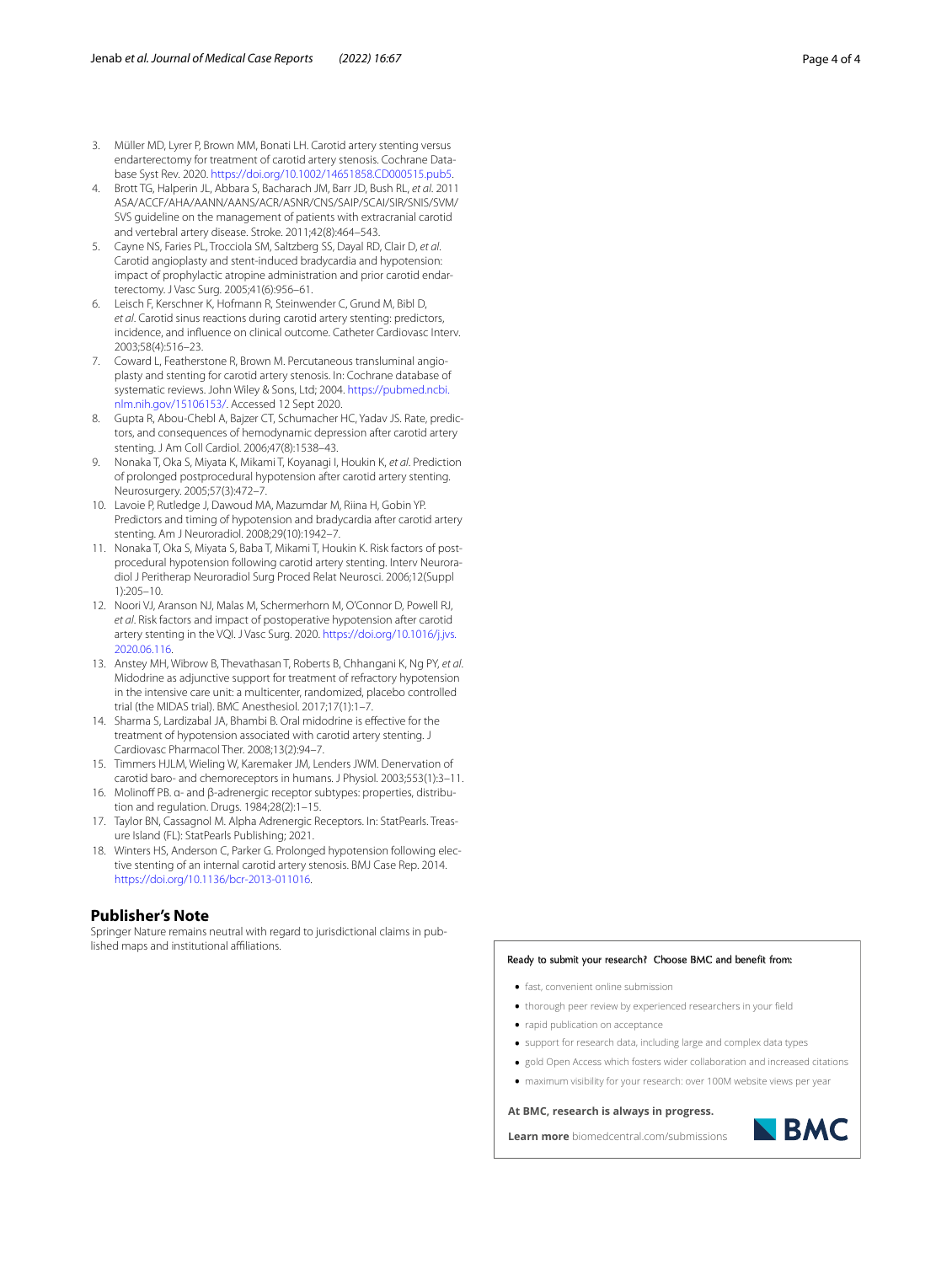3. Müller MD, Lyrer P, Brown MM, Bonati LH. Carotid artery stenting versus endarterectomy for treatment of carotid artery stenosis. Cochrane Database Syst Rev. 2020. https://doi.org/10.1002/14651858.CD000515.pub5.
4. Brott TG, Halperin JL, Abbara S, Bacharach JM, Barr JD, Bush RL, *et al*. 2011 ASA/ACCF/AHA/AANN/AANS/ACR/ASNR/CNS/SAIP/SCAI/SIR/SNIS/SVM/SVS guideline on the management of patients with extracranial carotid and vertebral artery disease. Stroke. 2011;42(8):464–543.
5. Cayne NS, Faries PL, Trocciola SM, Saltzberg SS, Dayal RD, Clair D, *et al*. Carotid angioplasty and stent-induced bradycardia and hypotension: impact of prophylactic atropine administration and prior carotid endarterectomy. J Vasc Surg. 2005;41(6):956–61.
6. Leisch F, Kerschner K, Hofmann R, Steinwender C, Grund M, Bibl D, *et al*. Carotid sinus reactions during carotid artery stenting: predictors, incidence, and influence on clinical outcome. Catheter Cardiovasc Interv. 2003;58(4):516–23.
7. Coward L, Featherstone R, Brown M. Percutaneous transluminal angioplasty and stenting for carotid artery stenosis. In: Cochrane database of systematic reviews. John Wiley & Sons, Ltd; 2004. https://pubmed.ncbi.nlm.nih.gov/15106153/. Accessed 12 Sept 2020.
8. Gupta R, Abou-Chebl A, Bajzer CT, Schumacher HC, Yadav JS. Rate, predictors, and consequences of hemodynamic depression after carotid artery stenting. J Am Coll Cardiol. 2006;47(8):1538–43.
9. Nonaka T, Oka S, Miyata K, Mikami T, Koyanagi I, Houkin K, *et al*. Prediction of prolonged postprocedural hypotension after carotid artery stenting. Neurosurgery. 2005;57(3):472–7.
10. Lavoie P, Rutledge J, Dawoud MA, Mazumdar M, Riina H, Gobin YP. Predictors and timing of hypotension and bradycardia after carotid artery stenting. Am J Neuroradiol. 2008;29(10):1942–7.
11. Nonaka T, Oka S, Miyata S, Baba T, Mikami T, Houkin K. Risk factors of postprocedural hypotension following carotid artery stenting. Interv Neuroradiol J Peritherap Neuroradiol Surg Proced Relat Neurosci. 2006;12(Suppl 1):205–10.
12. Noori VJ, Aranson NJ, Malas M, Schermerhorn M, O'Connor D, Powell RJ, *et al*. Risk factors and impact of postoperative hypotension after carotid artery stenting in the VQI. J Vasc Surg. 2020. https://doi.org/10.1016/j.jvs.2020.06.116.
13. Anstey MH, Wibrow B, Thevathasan T, Roberts B, Chhangani K, Ng PY, *et al*. Midodrine as adjunctive support for treatment of refractory hypotension in the intensive care unit: a multicenter, randomized, placebo controlled trial (the MIDAS trial). BMC Anesthesiol. 2017;17(1):1–7.
14. Sharma S, Lardizabal JA, Bhambi B. Oral midodrine is effective for the treatment of hypotension associated with carotid artery stenting. J Cardiovasc Pharmacol Ther. 2008;13(2):94–7.
15. Timmers HJLM, Wieling W, Karemaker JM, Lenders JWM. Denervation of carotid baro- and chemoreceptors in humans. J Physiol. 2003;553(1):3–11.
16. Molinoff PB. α- and β-adrenergic receptor subtypes: properties, distribution and regulation. Drugs. 1984;28(2):1–15.
17. Taylor BN, Cassagnol M. Alpha Adrenergic Receptors. In: StatPearls. Treasure Island (FL): StatPearls Publishing; 2021.
18. Winters HS, Anderson C, Parker G. Prolonged hypotension following elective stenting of an internal carotid artery stenosis. BMJ Case Rep. 2014. https://doi.org/10.1136/bcr-2013-011016.

## Publisher's Note

Springer Nature remains neutral with regard to jurisdictional claims in published maps and institutional affiliations.

Ready to submit your research? Choose BMC and benefit from:

- fast, convenient online submission
- thorough peer review by experienced researchers in your field
- rapid publication on acceptance
- support for research data, including large and complex data types
- gold Open Access which fosters wider collaboration and increased citations
- maximum visibility for your research: over 100M website views per year

**At BMC, research is always in progress.**

**Learn more** biomedcentral.com/submissions

BMC